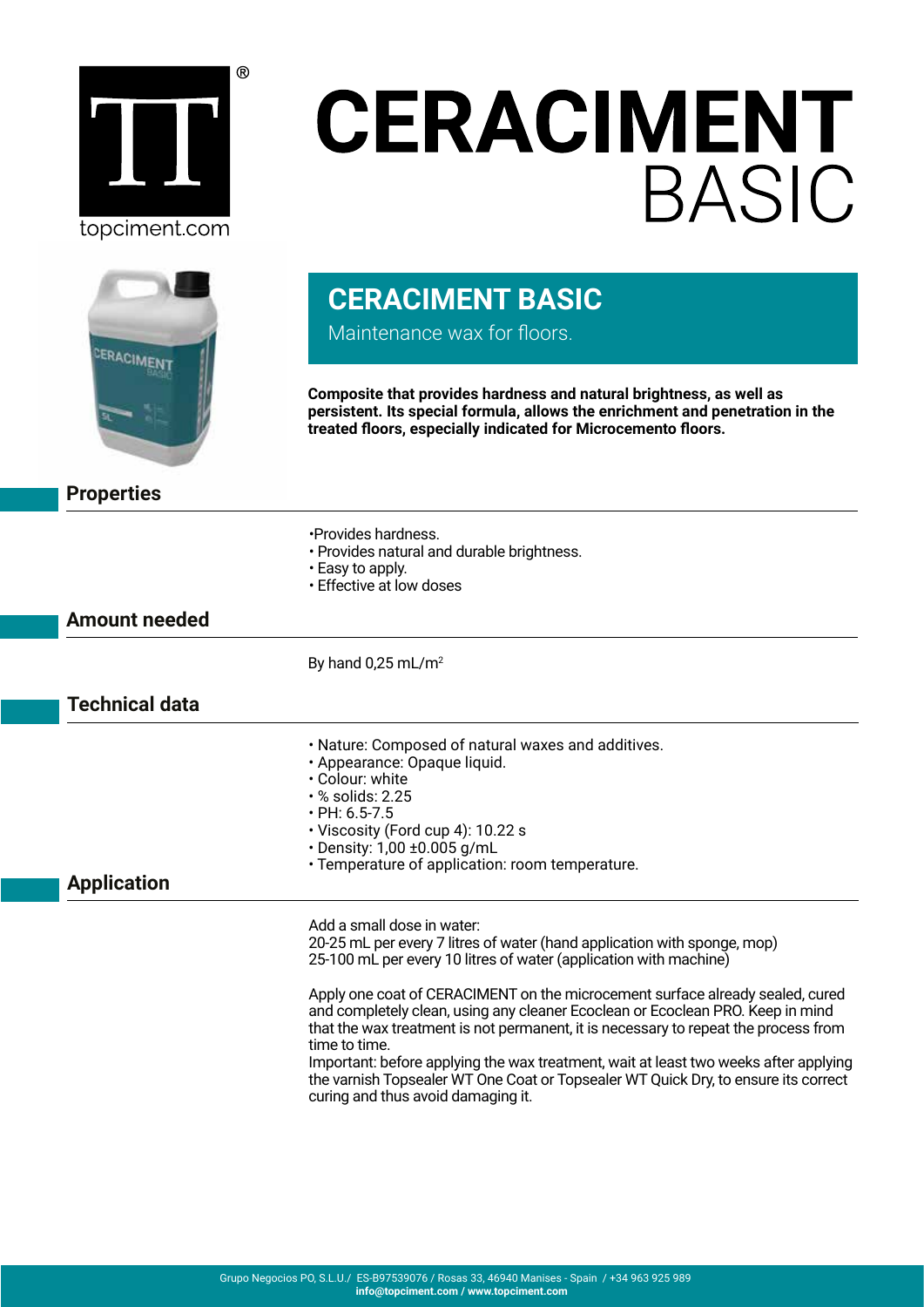topciment.com

# CERACIMENT BASIC

## CERACIMENT BASIC

Maintenance wax for floors.

**Composite that provides hardness and natural brightness, as well as persistent. Its special formula, allows the enrichment and penetration in the treated floors, especially indicated for Microcemento floors.**

## Properties

- Provides hardness.
- Provides natural and durable brightness.
- Easy to apply.
- Effective at low doses

## Amount needed

By hand 0,25 mL/$m^2$

## Technical data

- Nature: Composed of natural waxes and additives.
- Appearance: Opaque liquid.
- Colour: white
- % solids: 2.25
- PH: 6.5-7.5
- Viscosity (Ford cup 4): 10.22 s
- Density: 1,00 ±0.005 g/mL
- Temperature of application: room temperature.

## Application

Add a small dose in water:
20-25 mL per every 7 litres of water (hand application with sponge, mop)
25-100 mL per every 10 litres of water (application with machine)

Apply one coat of CERACIMENT on the microcement surface already sealed, cured and completely clean, using any cleaner Ecoclean or Ecoclean PRO. Keep in mind that the wax treatment is not permanent, it is necessary to repeat the process from time to time.
Important: before applying the wax treatment, wait at least two weeks after applying the varnish Topsealer WT One Coat or Topsealer WT Quick Dry, to ensure its correct curing and thus avoid damaging it.

Grupo Negocios PO, S.L.U./ ES-B97539076 / Rosas 33, 46940 Manises - Spain / +34 963 925 989
**info@topciment.com / www.topciment.com**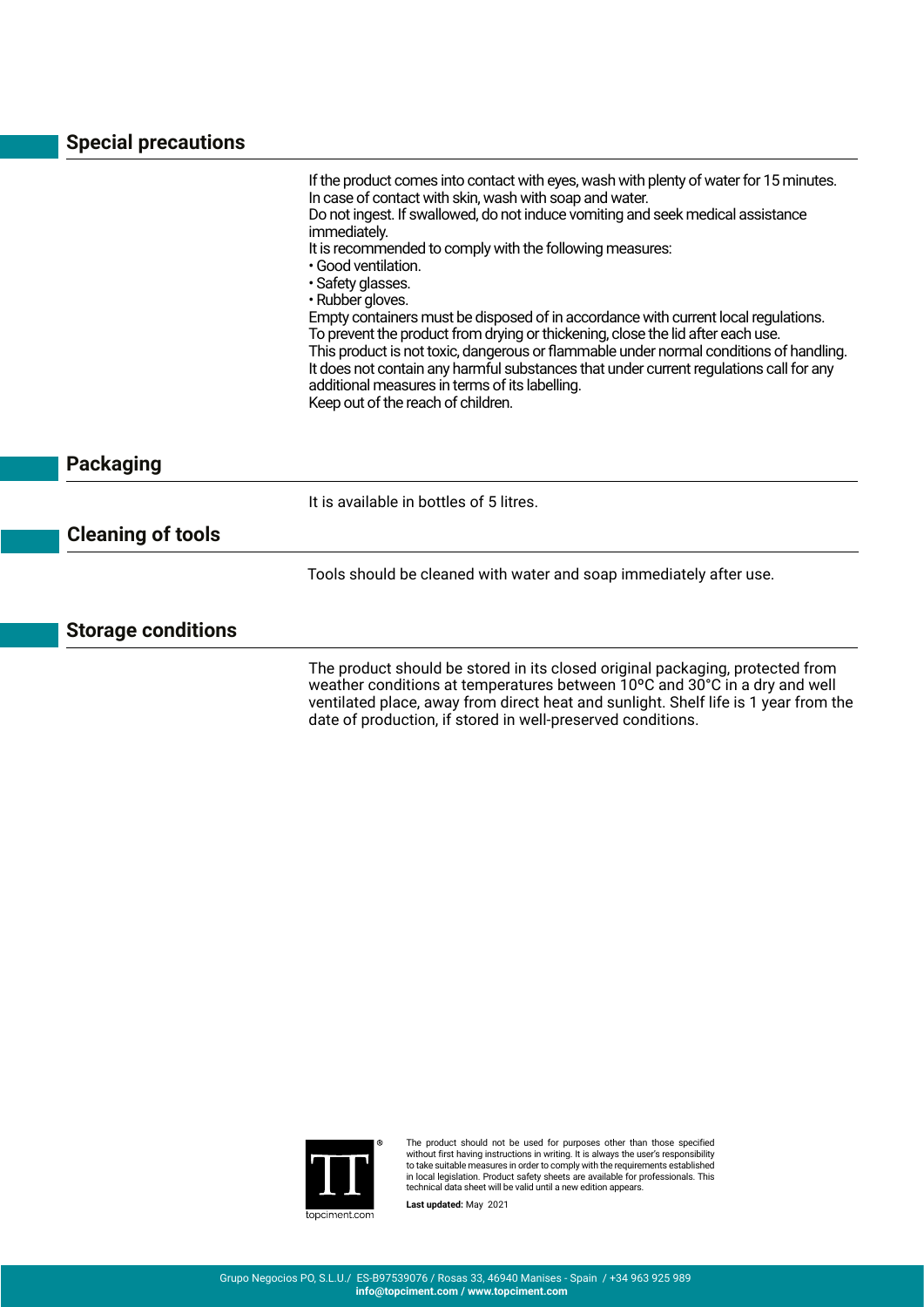## Special precautions

If the product comes into contact with eyes, wash with plenty of water for 15 minutes.
In case of contact with skin, wash with soap and water.
Do not ingest. If swallowed, do not induce vomiting and seek medical assistance immediately.
It is recommended to comply with the following measures:

- Good ventilation.
- Safety glasses.
- Rubber gloves.

Empty containers must be disposed of in accordance with current local regulations.
To prevent the product from drying or thickening, close the lid after each use.
This product is not toxic, dangerous or flammable under normal conditions of handling.
It does not contain any harmful substances that under current regulations call for any additional measures in terms of its labelling.
Keep out of the reach of children.

## Packaging

It is available in bottles of 5 litres.

## Cleaning of tools

Tools should be cleaned with water and soap immediately after use.

## Storage conditions

The product should be stored in its closed original packaging, protected from weather conditions at temperatures between 10ºC and 30°C in a dry and well ventilated place, away from direct heat and sunlight. Shelf life is 1 year from the date of production, if stored in well-preserved conditions.

topciment.com

The product should not be used for purposes other than those specified without first having instructions in writing. It is always the user's responsibility to take suitable measures in order to comply with the requirements established in local legislation. Product safety sheets are available for professionals. This technical data sheet will be valid until a new edition appears.

**Last updated:** May 2021

Grupo Negocios PO, S.L.U./ ES-B97539076 / Rosas 33, 46940 Manises - Spain / +34 963 925 989
**info@topciment.com / www.topciment.com**